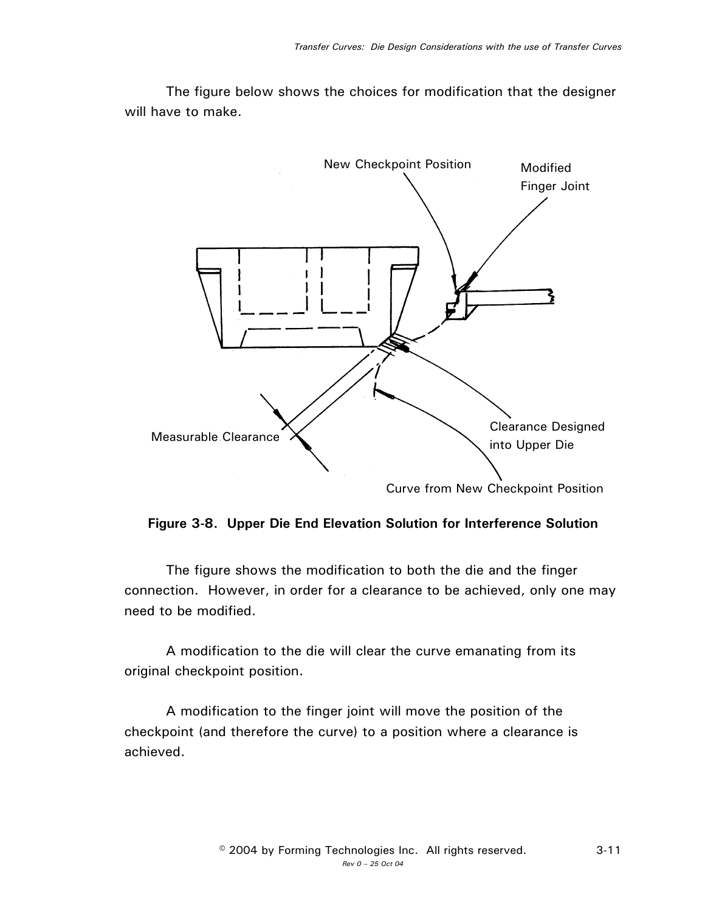The figure below shows the choices for modification that the designer will have to make.

**Figure 3-8. Upper Die End Elevation Solution for Interference Solution**

The figure shows the modification to both the die and the finger connection. However, in order for a clearance to be achieved, only one may need to be modified.

A modification to the die will clear the curve emanating from its original checkpoint position.

A modification to the finger joint will move the position of the checkpoint (and therefore the curve) to a position where a clearance is achieved.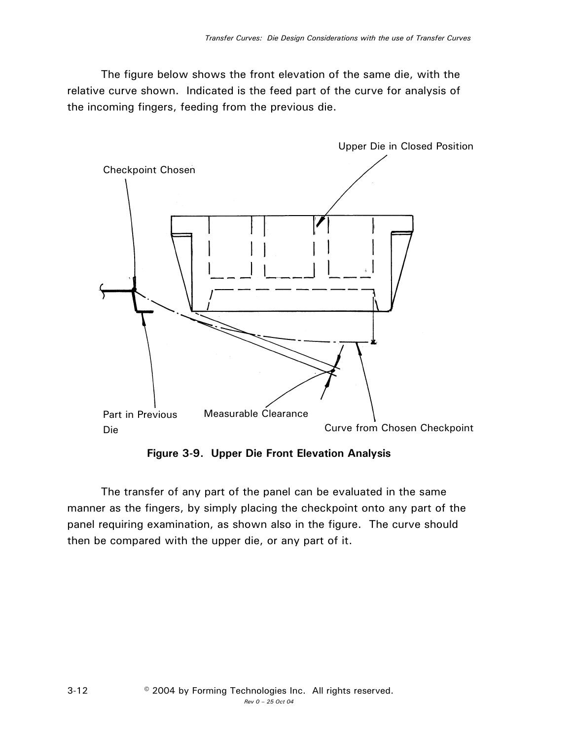The figure below shows the front elevation of the same die, with the relative curve shown. Indicated is the feed part of the curve for analysis of the incoming fingers, feeding from the previous die.

Upper Die in Closed Position

Checkpoint Chosen

Part in Previous Die

Measurable Clearance

Curve from Chosen Checkpoint

**Figure 3-9. Upper Die Front Elevation Analysis**

The transfer of any part of the panel can be evaluated in the same manner as the fingers, by simply placing the checkpoint onto any part of the panel requiring examination, as shown also in the figure. The curve should then be compared with the upper die, or any part of it.